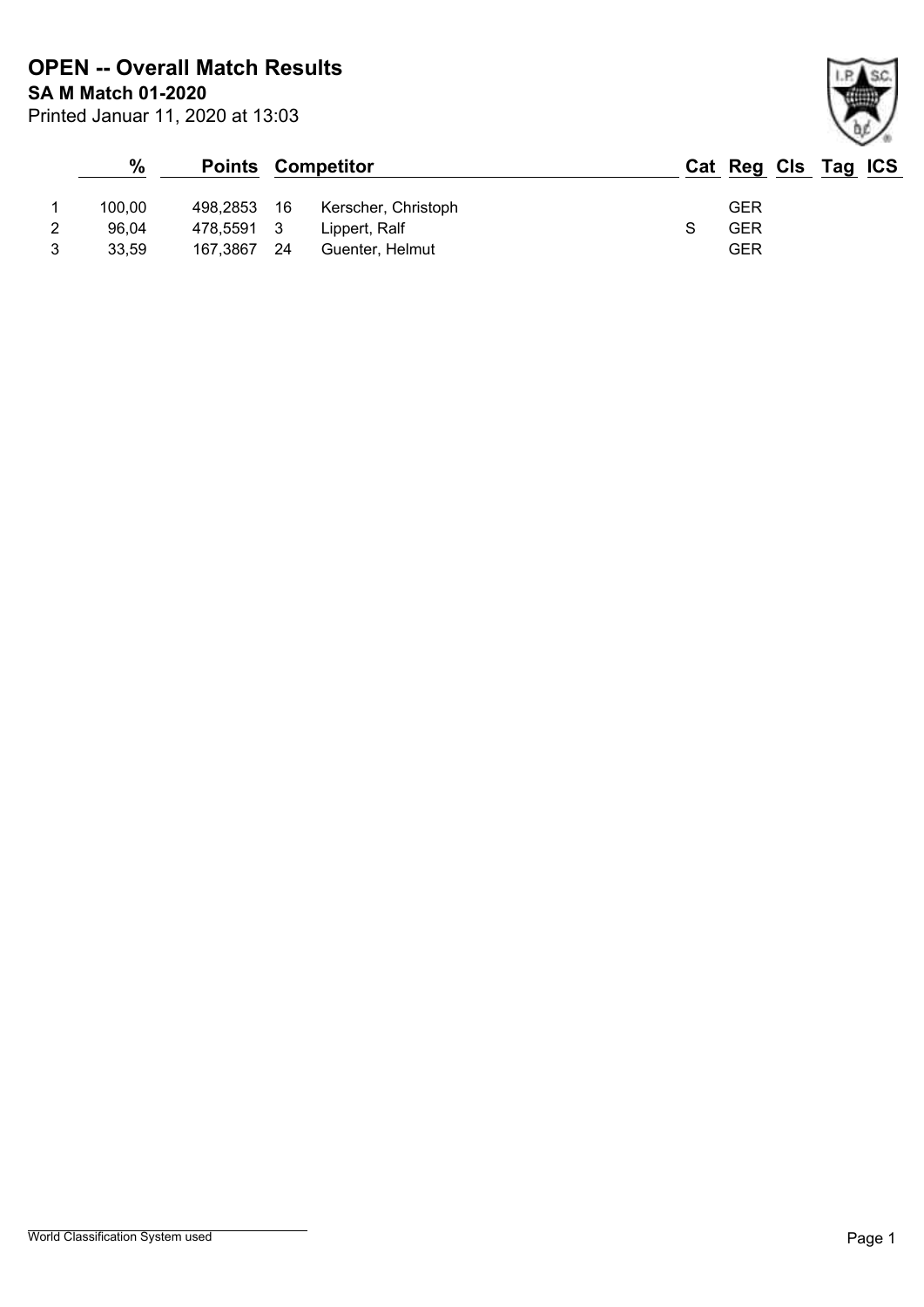# OPEN -- Overall Match Results

**SA M Match 01-2020**

Printed Januar 11, 2020 at 13:03

| | % | Points | | Competitor | Cat | Reg | Cls | Tag | ICS |
|---|---|---|---|---|---|---|---|---|---|
| 1 | 100,00 | 498,2853 | 16 | Kerscher, Christoph | | GER | | | |
| 2 | 96,04 | 478,5591 | 3 | Lippert, Ralf | S | GER | | | |
| 3 | 33,59 | 167,3867 | 24 | Guenter, Helmut | | GER | | | |

World Classification System used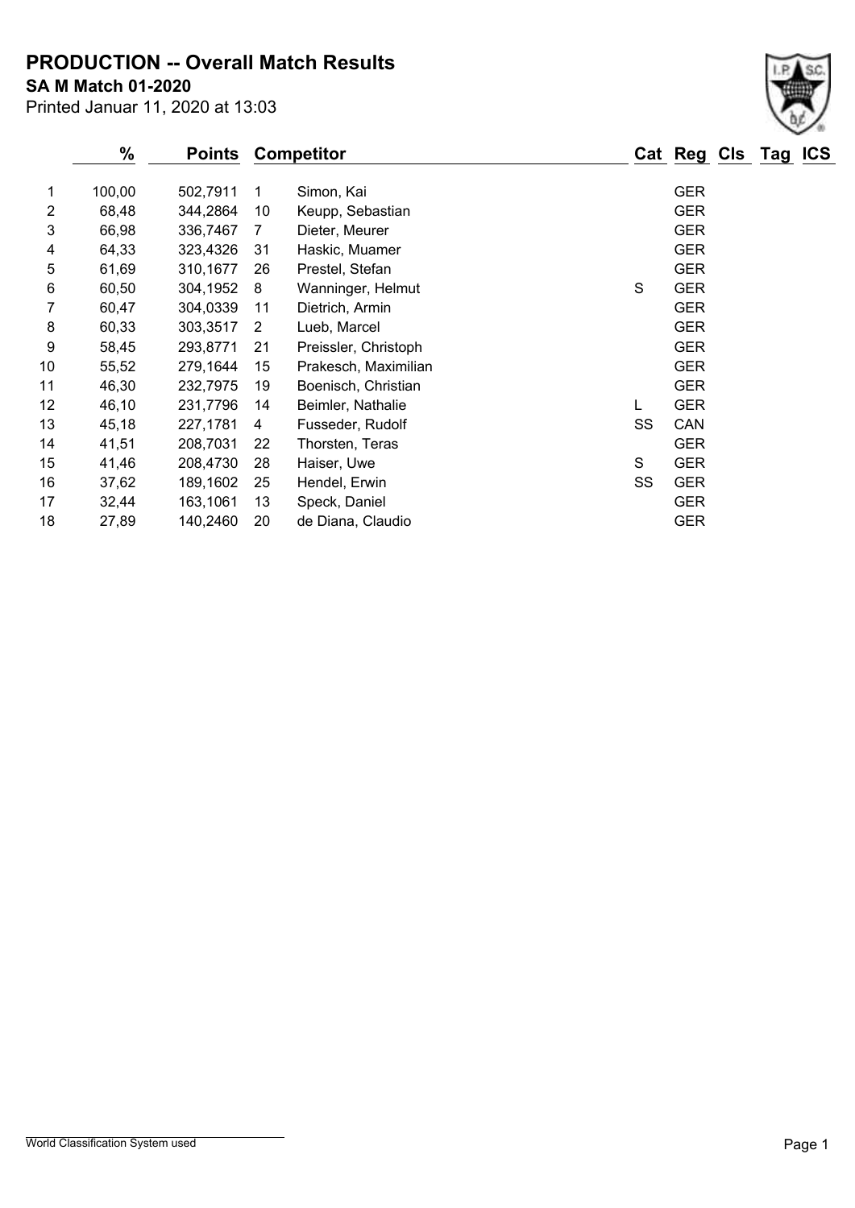# PRODUCTION -- Overall Match Results

**SA M Match 01-2020**

Printed Januar 11, 2020 at 13:03

| | % | Points | Competitor | | Cat | Reg | Cls | Tag | ICS |
|---|---|---|---|---|---|---|---|---|---|
| 1 | 100,00 | 502,7911 | 1 | Simon, Kai | | GER | | | |
| 2 | 68,48 | 344,2864 | 10 | Keupp, Sebastian | | GER | | | |
| 3 | 66,98 | 336,7467 | 7 | Dieter, Meurer | | GER | | | |
| 4 | 64,33 | 323,4326 | 31 | Haskic, Muamer | | GER | | | |
| 5 | 61,69 | 310,1677 | 26 | Prestel, Stefan | | GER | | | |
| 6 | 60,50 | 304,1952 | 8 | Wanninger, Helmut | S | GER | | | |
| 7 | 60,47 | 304,0339 | 11 | Dietrich, Armin | | GER | | | |
| 8 | 60,33 | 303,3517 | 2 | Lueb, Marcel | | GER | | | |
| 9 | 58,45 | 293,8771 | 21 | Preissler, Christoph | | GER | | | |
| 10 | 55,52 | 279,1644 | 15 | Prakesch, Maximilian | | GER | | | |
| 11 | 46,30 | 232,7975 | 19 | Boenisch, Christian | | GER | | | |
| 12 | 46,10 | 231,7796 | 14 | Beimler, Nathalie | L | GER | | | |
| 13 | 45,18 | 227,1781 | 4 | Fusseder, Rudolf | SS | CAN | | | |
| 14 | 41,51 | 208,7031 | 22 | Thorsten, Teras | | GER | | | |
| 15 | 41,46 | 208,4730 | 28 | Haiser, Uwe | S | GER | | | |
| 16 | 37,62 | 189,1602 | 25 | Hendel, Erwin | SS | GER | | | |
| 17 | 32,44 | 163,1061 | 13 | Speck, Daniel | | GER | | | |
| 18 | 27,89 | 140,2460 | 20 | de Diana, Claudio | | GER | | | |

World Classification System used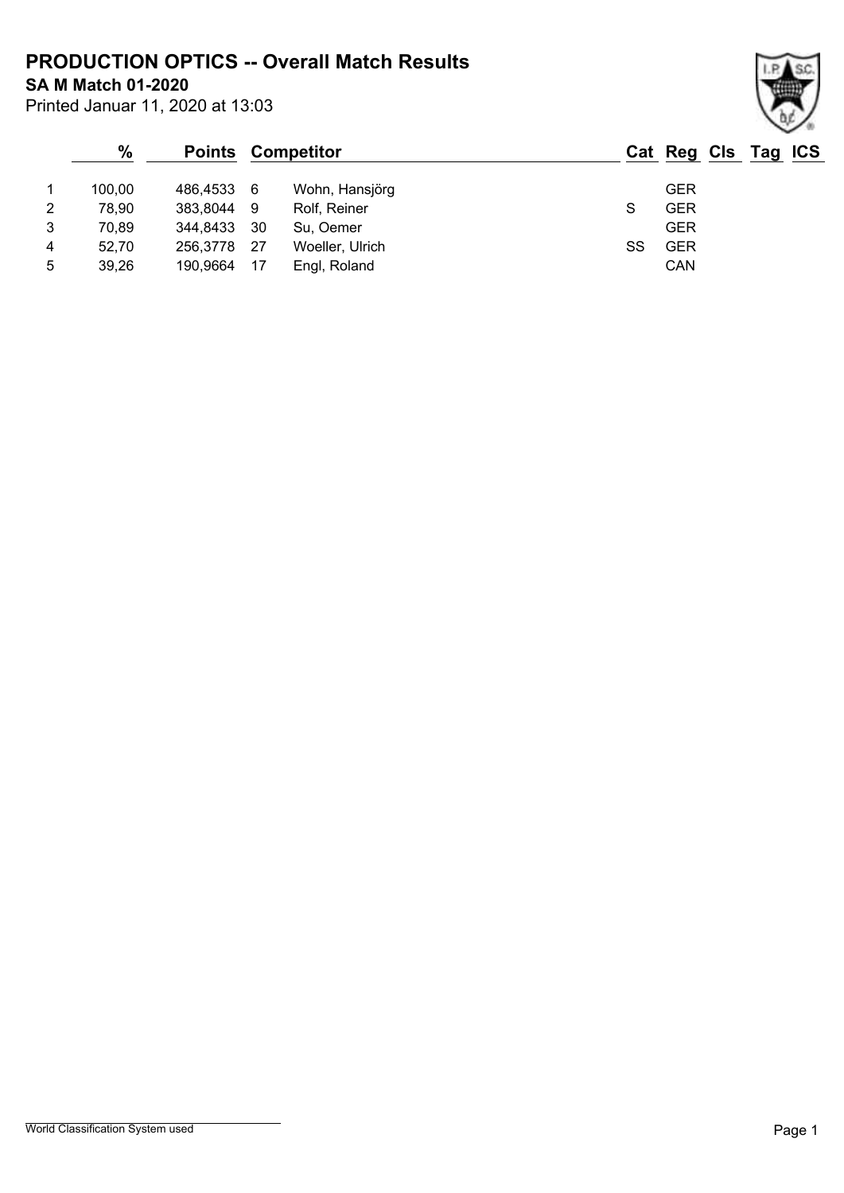# PRODUCTION OPTICS -- Overall Match Results

**SA M Match 01-2020**

Printed Januar 11, 2020 at 13:03

| | % | Points | Competitor | | Cat | Reg | Cls | Tag | ICS |
|---|---|---|---|---|---|---|---|---|---|
| 1 | 100,00 | 486,4533 | 6 | Wohn, Hansjörg | | GER | | | |
| 2 | 78,90 | 383,8044 | 9 | Rolf, Reiner | S | GER | | | |
| 3 | 70,89 | 344,8433 | 30 | Su, Oemer | | GER | | | |
| 4 | 52,70 | 256,3778 | 27 | Woeller, Ulrich | SS | GER | | | |
| 5 | 39,26 | 190,9664 | 17 | Engl, Roland | | CAN | | | |

World Classification System used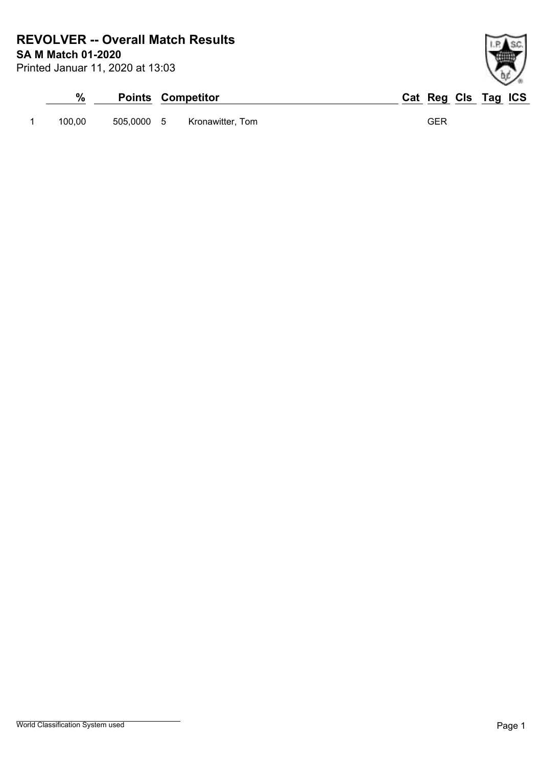# REVOLVER -- Overall Match Results

**SA M Match 01-2020**

Printed Januar 11, 2020 at 13:03

| | % | Points | | Competitor | Cat | Reg | Cls | Tag | ICS |
|---|---|---|---|---|---|---|---|---|---|
| 1 | 100,00 | 505,0000 | 5 | Kronawitter, Tom | | GER | | | |

World Classification System used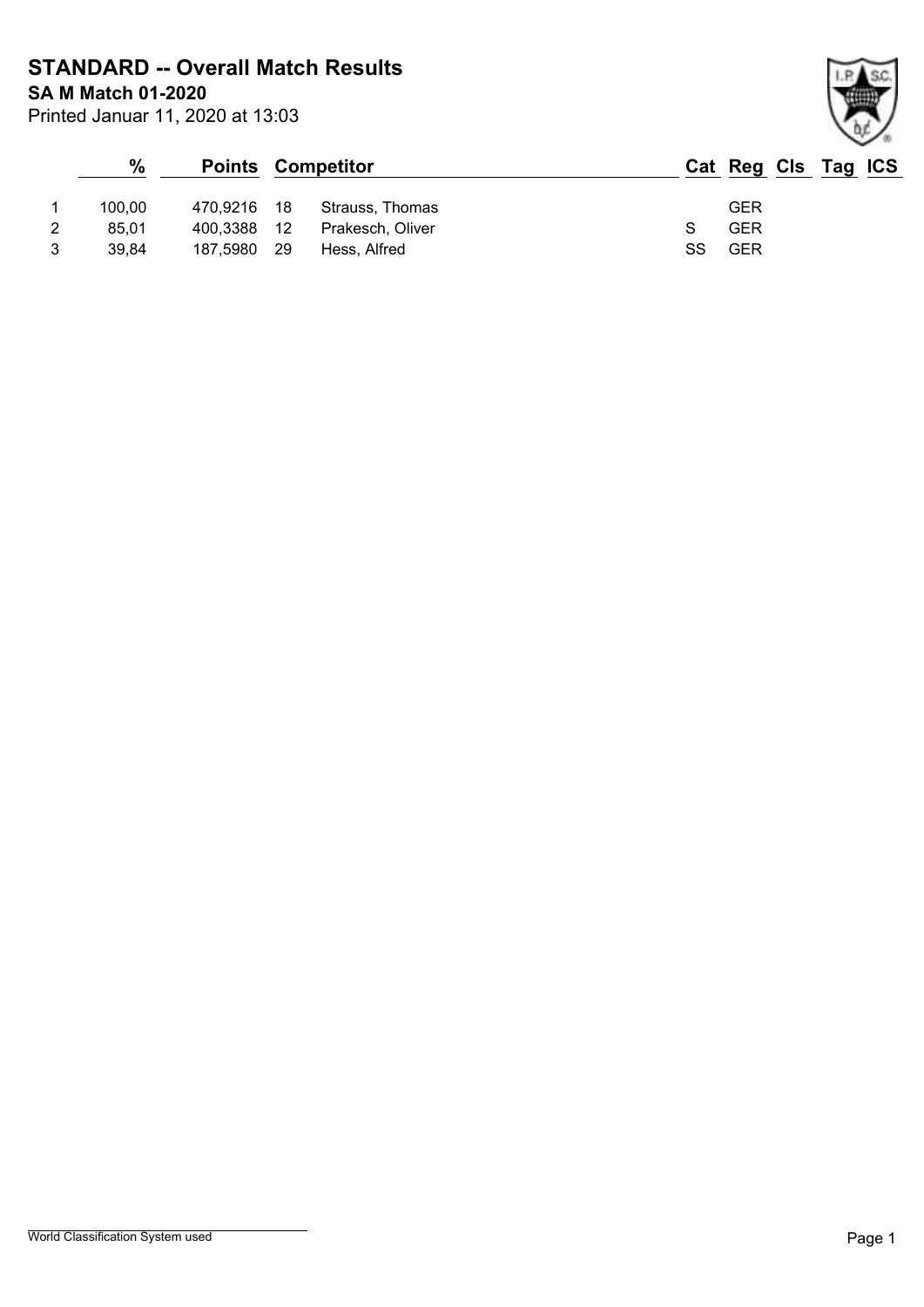# STANDARD -- Overall Match Results

**SA M Match 01-2020**

Printed Januar 11, 2020 at 13:03

| | % | Points | | Competitor | Cat | Reg | Cls | Tag | ICS |
|---|---|---|---|---|---|---|---|---|---|
| 1 | 100,00 | 470,9216 | 18 | Strauss, Thomas | | GER | | | |
| 2 | 85,01 | 400,3388 | 12 | Prakesch, Oliver | S | GER | | | |
| 3 | 39,84 | 187,5980 | 29 | Hess, Alfred | SS | GER | | | |

World Classification System used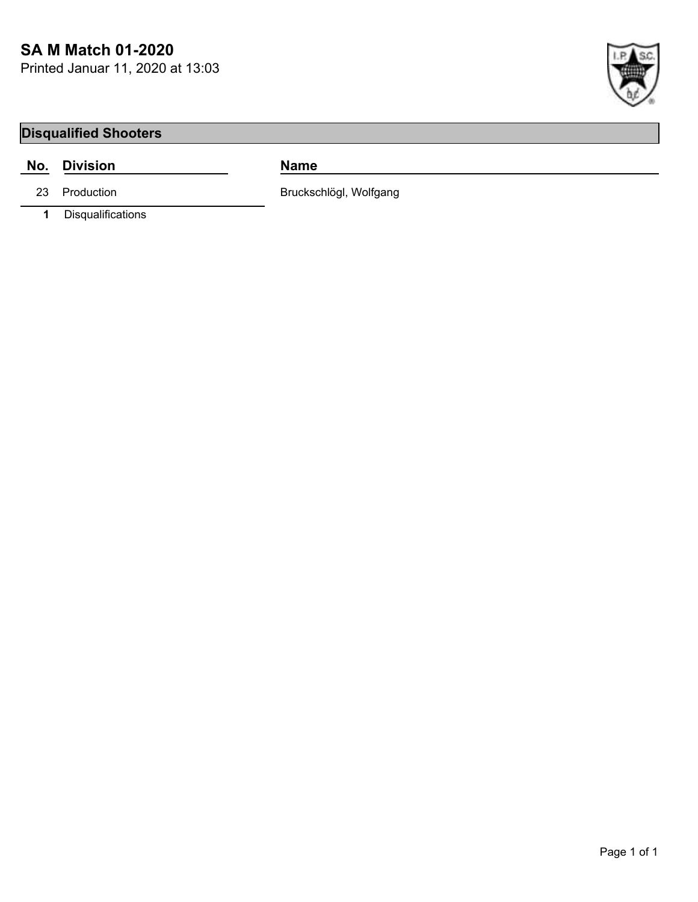# SA M Match 01-2020

Printed Januar 11, 2020 at 13:03

## Disqualified Shooters

| No. | Division | Name |
|---|---|---|
| 23 | Production | Bruckschlögl, Wolfgang |

**1** Disqualifications